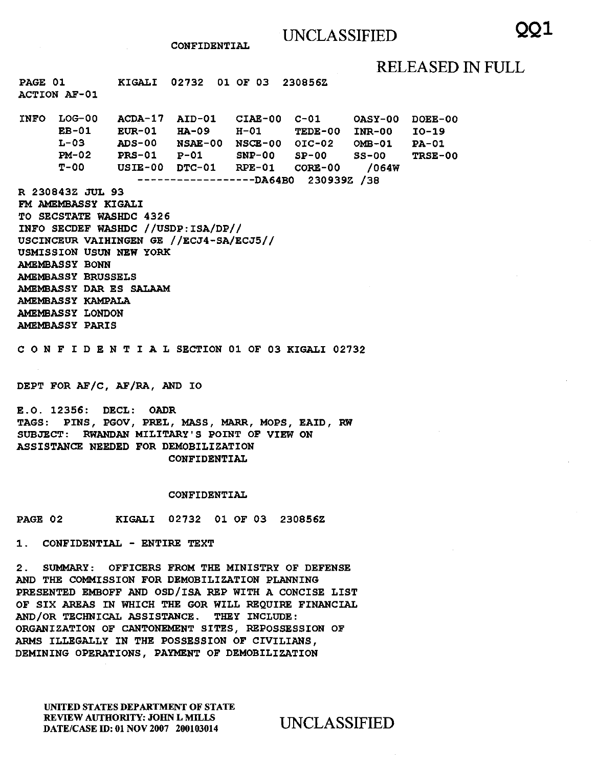CONFIDENTIAL

UNCLASSIFIED

RELEASED IN FULL

PAGE 01 KIGALI 02732 01 OF 03 230856Z
ACTION AF-01

| INFO | LOG-00 | ACDA-17 | AID-01 | CIAE-00 | C-01 | OASY-00 | DOEE-00 |
|---|---|---|---|---|---|---|---|
| | EB-01 | EUR-01 | HA-09 | H-01 | TEDE-00 | INR-00 | IO-19 |
| | L-03 | ADS-00 | NSAE-00 | NSCE-00 | OIC-02 | OMB-01 | PA-01 |
| | PM-02 | PRS-01 | P-01 | SNP-00 | SP-00 | SS-00 | TRSE-00 |
| | T-00 | USIE-00 | DTC-01 | RPE-01 | CORE-00 | /064W | |

------------------DA64B0 230939Z /38

R 230843Z JUL 93
FM AMEMBASSY KIGALI
TO SECSTATE WASHDC 4326
INFO SECDEF WASHDC //USDP:ISA/DP//
USCINCEUR VAIHINGEN GE //ECJ4-SA/ECJ5//
USMISSION USUN NEW YORK
AMEMBASSY BONN
AMEMBASSY BRUSSELS
AMEMBASSY DAR ES SALAAM
AMEMBASSY KAMPALA
AMEMBASSY LONDON
AMEMBASSY PARIS

C O N F I D E N T I A L SECTION 01 OF 03 KIGALI 02732

DEPT FOR AF/C, AF/RA, AND IO

E.O. 12356: DECL: OADR
TAGS: PINS, PGOV, PREL, MASS, MARR, MOPS, EAID, RW
SUBJECT: RWANDAN MILITARY'S POINT OF VIEW ON
ASSISTANCE NEEDED FOR DEMOBILIZATION
CONFIDENTIAL

CONFIDENTIAL

PAGE 02 KIGALI 02732 01 OF 03 230856Z

1. CONFIDENTIAL - ENTIRE TEXT

2. SUMMARY: OFFICERS FROM THE MINISTRY OF DEFENSE AND THE COMMISSION FOR DEMOBILIZATION PLANNING PRESENTED EMBOFF AND OSD/ISA REP WITH A CONCISE LIST OF SIX AREAS IN WHICH THE GOR WILL REQUIRE FINANCIAL AND/OR TECHNICAL ASSISTANCE. THEY INCLUDE: ORGANIZATION OF CANTONEMENT SITES, REPOSSESSION OF ARMS ILLEGALLY IN THE POSSESSION OF CIVILIANS, DEMINING OPERATIONS, PAYMENT OF DEMOBILIZATION

UNITED STATES DEPARTMENT OF STATE
REVIEW AUTHORITY: JOHN L MILLS
DATE/CASE ID: 01 NOV 2007 200103014

UNCLASSIFIED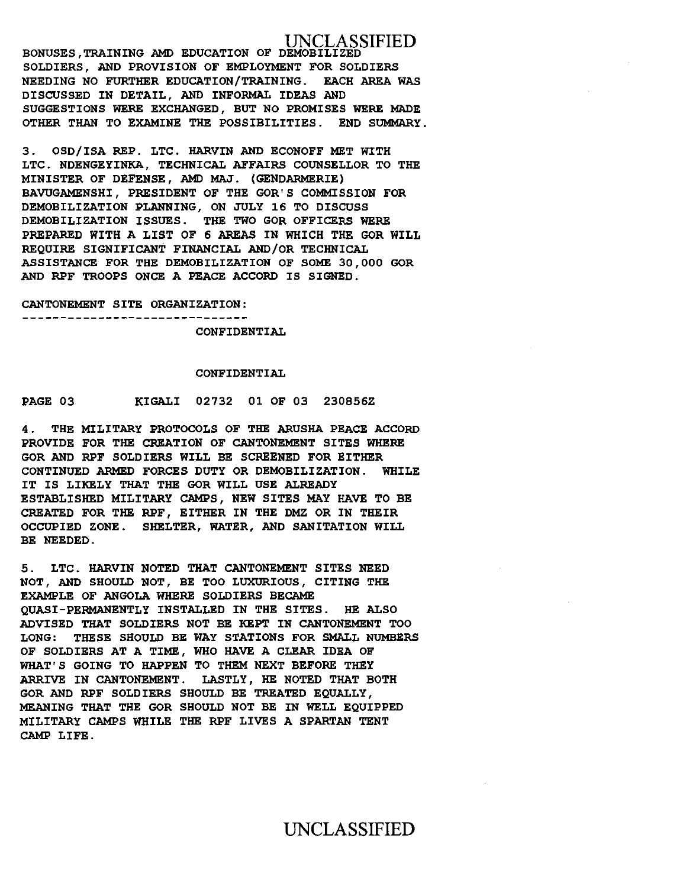BONUSES,TRAINING AMD EDUCATION OF DEMOBILIZED SOLDIERS, AND PROVISION OF EMPLOYMENT FOR SOLDIERS NEEDING NO FURTHER EDUCATION/TRAINING. EACH AREA WAS DISCUSSED IN DETAIL, AND INFORMAL IDEAS AND SUGGESTIONS WERE EXCHANGED, BUT NO PROMISES WERE MADE OTHER THAN TO EXAMINE THE POSSIBILITIES. END SUMMARY.

3. OSD/ISA REP. LTC. HARVIN AND ECONOFF MET WITH LTC. NDENGEYINKA, TECHNICAL AFFAIRS COUNSELLOR TO THE MINISTER OF DEFENSE, AMD MAJ. (GENDARMERIE) BAVUGAMENSHI, PRESIDENT OF THE GOR'S COMMISSION FOR DEMOBILIZATION PLANNING, ON JULY 16 TO DISCUSS DEMOBILIZATION ISSUES. THE TWO GOR OFFICERS WERE PREPARED WITH A LIST OF 6 AREAS IN WHICH THE GOR WILL REQUIRE SIGNIFICANT FINANCIAL AND/OR TECHNICAL ASSISTANCE FOR THE DEMOBILIZATION OF SOME 30,000 GOR AND RPF TROOPS ONCE A PEACE ACCORD IS SIGNED.

CANTONEMENT SITE ORGANIZATION:
------------------------------

CONFIDENTIAL

CONFIDENTIAL

PAGE 03 KIGALI 02732 01 OF 03 230856Z

4. THE MILITARY PROTOCOLS OF THE ARUSHA PEACE ACCORD PROVIDE FOR THE CREATION OF CANTONEMENT SITES WHERE GOR AND RPF SOLDIERS WILL BE SCREENED FOR EITHER CONTINUED ARMED FORCES DUTY OR DEMOBILIZATION. WHILE IT IS LIKELY THAT THE GOR WILL USE ALREADY ESTABLISHED MILITARY CAMPS, NEW SITES MAY HAVE TO BE CREATED FOR THE RPF, EITHER IN THE DMZ OR IN THEIR OCCUPIED ZONE. SHELTER, WATER, AND SANITATION WILL BE NEEDED.

5. LTC. HARVIN NOTED THAT CANTONEMENT SITES NEED NOT, AND SHOULD NOT, BE TOO LUXURIOUS, CITING THE EXAMPLE OF ANGOLA WHERE SOLDIERS BECAME QUASI-PERMANENTLY INSTALLED IN THE SITES. HE ALSO ADVISED THAT SOLDIERS NOT BE KEPT IN CANTONEMENT TOO LONG: THESE SHOULD BE WAY STATIONS FOR SMALL NUMBERS OF SOLDIERS AT A TIME, WHO HAVE A CLEAR IDEA OF WHAT'S GOING TO HAPPEN TO THEM NEXT BEFORE THEY ARRIVE IN CANTONEMENT. LASTLY, HE NOTED THAT BOTH GOR AND RPF SOLDIERS SHOULD BE TREATED EQUALLY, MEANING THAT THE GOR SHOULD NOT BE IN WELL EQUIPPED MILITARY CAMPS WHILE THE RPF LIVES A SPARTAN TENT CAMP LIFE.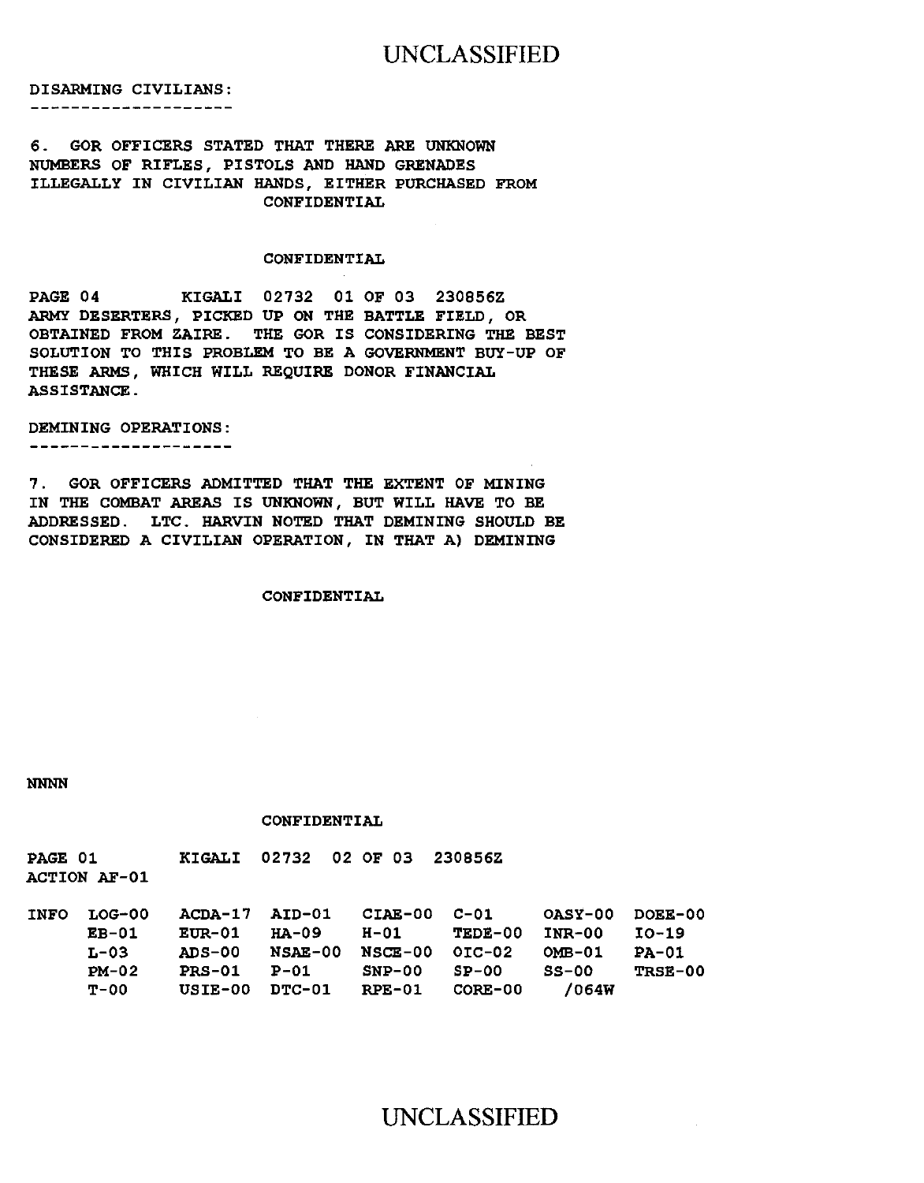DISARMING CIVILIANS:
--------------------

6. GOR OFFICERS STATED THAT THERE ARE UNKNOWN NUMBERS OF RIFLES, PISTOLS AND HAND GRENADES ILLEGALLY IN CIVILIAN HANDS, EITHER PURCHASED FROM

CONFIDENTIAL

CONFIDENTIAL

PAGE 04 KIGALI 02732 01 OF 03 230856Z

ARMY DESERTERS, PICKED UP ON THE BATTLE FIELD, OR OBTAINED FROM ZAIRE. THE GOR IS CONSIDERING THE BEST SOLUTION TO THIS PROBLEM TO BE A GOVERNMENT BUY-UP OF THESE ARMS, WHICH WILL REQUIRE DONOR FINANCIAL ASSISTANCE.

DEMINING OPERATIONS:
--------------------

7. GOR OFFICERS ADMITTED THAT THE EXTENT OF MINING IN THE COMBAT AREAS IS UNKNOWN, BUT WILL HAVE TO BE ADDRESSED. LTC. HARVIN NOTED THAT DEMINING SHOULD BE CONSIDERED A CIVILIAN OPERATION, IN THAT A) DEMINING

CONFIDENTIAL

NNNN

CONFIDENTIAL

PAGE 01 KIGALI 02732 02 OF 03 230856Z

ACTION AF-01

| INFO | LOG-00 | ACDA-17 | AID-01 | CIAE-00 | C-01 | OASY-00 | DOEE-00 |
|---|---|---|---|---|---|---|---|
| | EB-01 | EUR-01 | HA-09 | H-01 | TEDE-00 | INR-00 | IO-19 |
| | L-03 | ADS-00 | NSAE-00 | NSCE-00 | OIC-02 | OMB-01 | PA-01 |
| | PM-02 | PRS-01 | P-01 | SNP-00 | SP-00 | SS-00 | TRSE-00 |
| | T-00 | USIE-00 | DTC-01 | RPE-01 | CORE-00 | /064W | |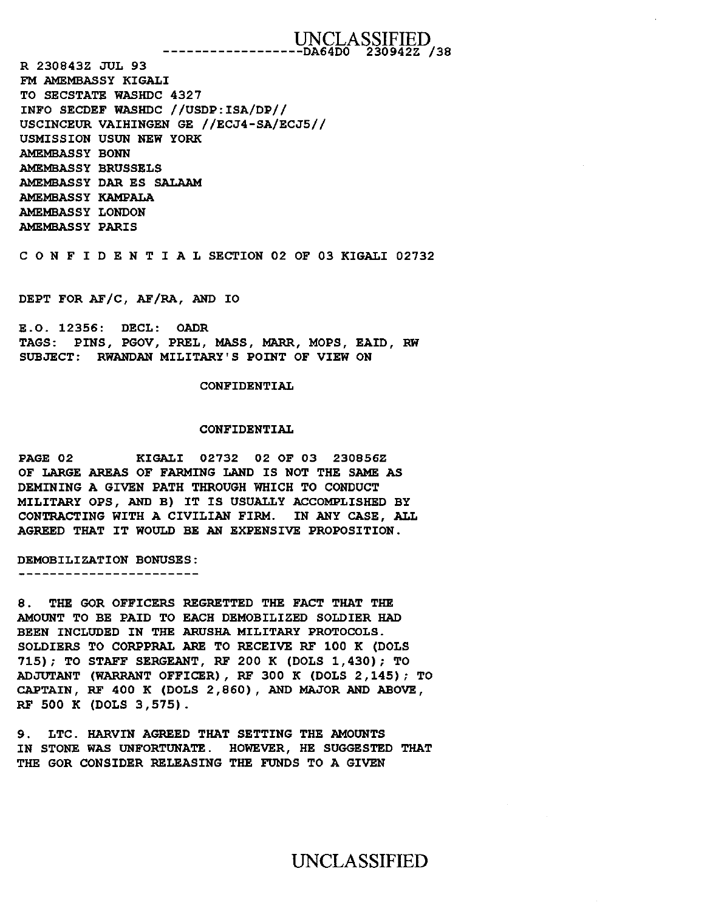------------------DA64D0 230942Z /38

R 230843Z JUL 93
FM AMEMBASSY KIGALI
TO SECSTATE WASHDC 4327
INFO SECDEF WASHDC //USDP:ISA/DP//
USCINCEUR VAIHINGEN GE //ECJ4-SA/ECJ5//
USMISSION USUN NEW YORK
AMEMBASSY BONN
AMEMBASSY BRUSSELS
AMEMBASSY DAR ES SALAAM
AMEMBASSY KAMPALA
AMEMBASSY LONDON
AMEMBASSY PARIS

C O N F I D E N T I A L SECTION 02 OF 03 KIGALI 02732

DEPT FOR AF/C, AF/RA, AND IO

E.O. 12356: DECL: OADR
TAGS: PINS, PGOV, PREL, MASS, MARR, MOPS, EAID, RW
SUBJECT: RWANDAN MILITARY'S POINT OF VIEW ON

CONFIDENTIAL

CONFIDENTIAL

PAGE 02 KIGALI 02732 02 OF 03 230856Z

OF LARGE AREAS OF FARMING LAND IS NOT THE SAME AS DEMINING A GIVEN PATH THROUGH WHICH TO CONDUCT MILITARY OPS, AND B) IT IS USUALLY ACCOMPLISHED BY CONTRACTING WITH A CIVILIAN FIRM. IN ANY CASE, ALL AGREED THAT IT WOULD BE AN EXPENSIVE PROPOSITION.

DEMOBILIZATION BONUSES:
------------------------

8. THE GOR OFFICERS REGRETTED THE FACT THAT THE AMOUNT TO BE PAID TO EACH DEMOBILIZED SOLDIER HAD BEEN INCLUDED IN THE ARUSHA MILITARY PROTOCOLS. SOLDIERS TO CORPPRAL ARE TO RECEIVE RF 100 K (DOLS 715); TO STAFF SERGEANT, RF 200 K (DOLS 1,430); TO ADJUTANT (WARRANT OFFICER), RF 300 K (DOLS 2,145); TO CAPTAIN, RF 400 K (DOLS 2,860), AND MAJOR AND ABOVE, RF 500 K (DOLS 3,575).

9. LTC. HARVIN AGREED THAT SETTING THE AMOUNTS IN STONE WAS UNFORTUNATE. HOWEVER, HE SUGGESTED THAT THE GOR CONSIDER RELEASING THE FUNDS TO A GIVEN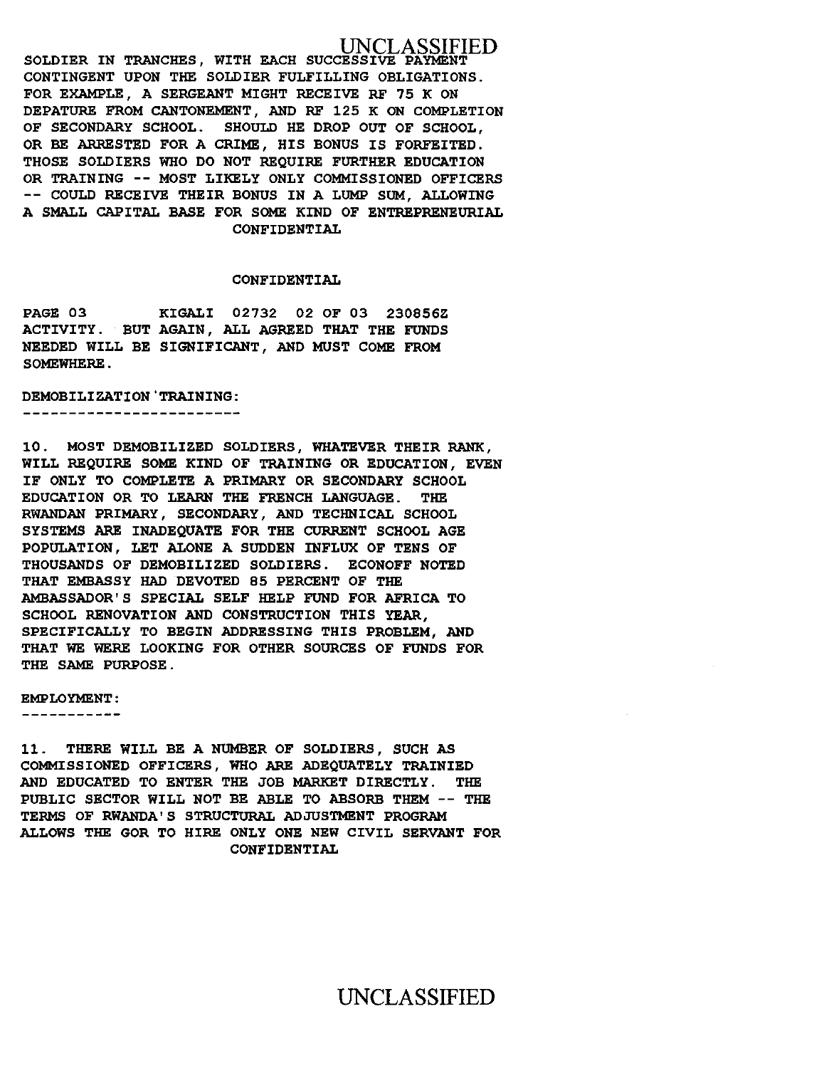SOLDIER IN TRANCHES, WITH EACH SUCCESSIVE PAYMENT CONTINGENT UPON THE SOLDIER FULFILLING OBLIGATIONS. FOR EXAMPLE, A SERGEANT MIGHT RECEIVE RF 75 K ON DEPATURE FROM CANTONEMENT, AND RF 125 K ON COMPLETION OF SECONDARY SCHOOL. SHOULD HE DROP OUT OF SCHOOL, OR BE ARRESTED FOR A CRIME, HIS BONUS IS FORFEITED. THOSE SOLDIERS WHO DO NOT REQUIRE FURTHER EDUCATION OR TRAINING -- MOST LIKELY ONLY COMMISSIONED OFFICERS -- COULD RECEIVE THEIR BONUS IN A LUMP SUM, ALLOWING A SMALL CAPITAL BASE FOR SOME KIND OF ENTREPRENEURIAL ACTIVITY. BUT AGAIN, ALL AGREED THAT THE FUNDS NEEDED WILL BE SIGNIFICANT, AND MUST COME FROM SOMEWHERE.

DEMOBILIZATION TRAINING:
------------------------

10. MOST DEMOBILIZED SOLDIERS, WHATEVER THEIR RANK, WILL REQUIRE SOME KIND OF TRAINING OR EDUCATION, EVEN IF ONLY TO COMPLETE A PRIMARY OR SECONDARY SCHOOL EDUCATION OR TO LEARN THE FRENCH LANGUAGE. THE RWANDAN PRIMARY, SECONDARY, AND TECHNICAL SCHOOL SYSTEMS ARE INADEQUATE FOR THE CURRENT SCHOOL AGE POPULATION, LET ALONE A SUDDEN INFLUX OF TENS OF THOUSANDS OF DEMOBILIZED SOLDIERS. ECONOFF NOTED THAT EMBASSY HAD DEVOTED 85 PERCENT OF THE AMBASSADOR'S SPECIAL SELF HELP FUND FOR AFRICA TO SCHOOL RENOVATION AND CONSTRUCTION THIS YEAR, SPECIFICALLY TO BEGIN ADDRESSING THIS PROBLEM, AND THAT WE WERE LOOKING FOR OTHER SOURCES OF FUNDS FOR THE SAME PURPOSE.

EMPLOYMENT:
-----------

11. THERE WILL BE A NUMBER OF SOLDIERS, SUCH AS COMMISSIONED OFFICERS, WHO ARE ADEQUATELY TRAINIED AND EDUCATED TO ENTER THE JOB MARKET DIRECTLY. THE PUBLIC SECTOR WILL NOT BE ABLE TO ABSORB THEM -- THE TERMS OF RWANDA'S STRUCTURAL ADJUSTMENT PROGRAM ALLOWS THE GOR TO HIRE ONLY ONE NEW CIVIL SERVANT FOR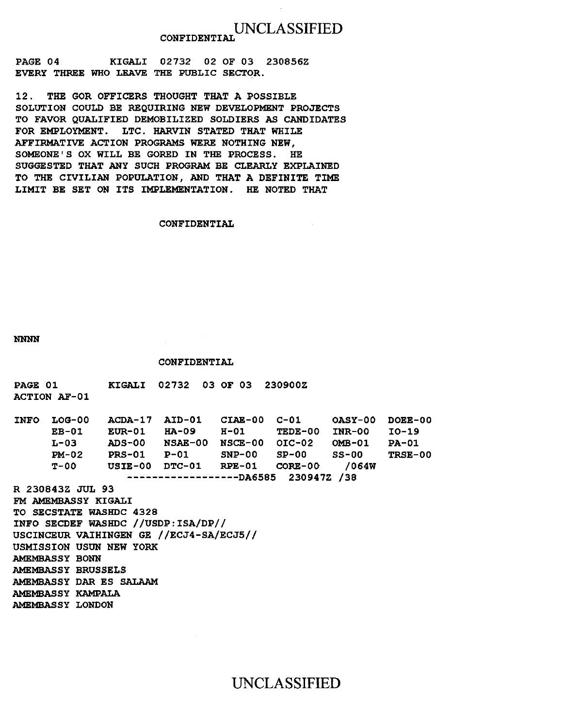PAGE 04 KIGALI 02732 02 OF 03 230856Z
EVERY THREE WHO LEAVE THE PUBLIC SECTOR.

12. THE GOR OFFICERS THOUGHT THAT A POSSIBLE SOLUTION COULD BE REQUIRING NEW DEVELOPMENT PROJECTS TO FAVOR QUALIFIED DEMOBILIZED SOLDIERS AS CANDIDATES FOR EMPLOYMENT. LTC. HARVIN STATED THAT WHILE AFFIRMATIVE ACTION PROGRAMS WERE NOTHING NEW, SOMEONE'S OX WILL BE GORED IN THE PROCESS. HE SUGGESTED THAT ANY SUCH PROGRAM BE CLEARLY EXPLAINED TO THE CIVILIAN POPULATION, AND THAT A DEFINITE TIME LIMIT BE SET ON ITS IMPLEMENTATION. HE NOTED THAT

CONFIDENTIAL

NNNN

CONFIDENTIAL

PAGE 01 KIGALI 02732 03 OF 03 230900Z
ACTION AF-01

```
INFO  LOG-00    ACDA-17  AID-01   CIAE-00  C-01     OASY-00  DOEE-00
      EB-01     EUR-01   HA-09    H-01     TEDE-00  INR-00   IO-19
      L-03      ADS-00   NSAE-00  NSCE-00  OIC-02   OMB-01   PA-01
      PM-02     PRS-01   P-01     SNP-00   SP-00    SS-00    TRSE-00
      T-00      USIE-00  DTC-01   RPE-01   CORE-00  /064W
                ------------------DA6585  230947Z /38
```

R 230843Z JUL 93
FM AMEMBASSY KIGALI
TO SECSTATE WASHDC 4328
INFO SECDEF WASHDC //USDP:ISA/DP//
USCINCEUR VAIHINGEN GE //ECJ4-SA/ECJ5//
USMISSION USUN NEW YORK
AMEMBASSY BONN
AMEMBASSY BRUSSELS
AMEMBASSY DAR ES SALAAM
AMEMBASSY KAMPALA
AMEMBASSY LONDON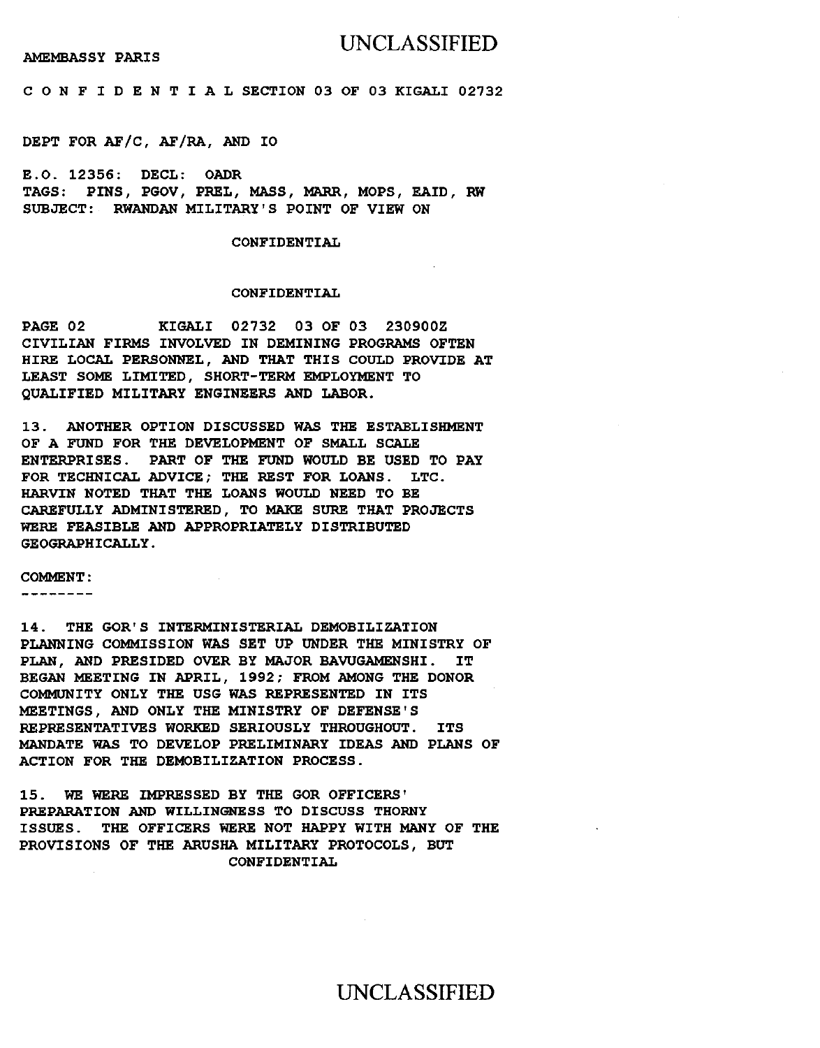AMEMBASSY PARIS

C O N F I D E N T I A L SECTION 03 OF 03 KIGALI 02732

DEPT FOR AF/C, AF/RA, AND IO

E.O. 12356: DECL: OADR
TAGS: PINS, PGOV, PREL, MASS, MARR, MOPS, EAID, RW
SUBJECT: RWANDAN MILITARY'S POINT OF VIEW ON

CONFIDENTIAL

CONFIDENTIAL

PAGE 02 KIGALI 02732 03 OF 03 230900Z
CIVILIAN FIRMS INVOLVED IN DEMINING PROGRAMS OFTEN HIRE LOCAL PERSONNEL, AND THAT THIS COULD PROVIDE AT LEAST SOME LIMITED, SHORT-TERM EMPLOYMENT TO QUALIFIED MILITARY ENGINEERS AND LABOR.

13. ANOTHER OPTION DISCUSSED WAS THE ESTABLISHMENT OF A FUND FOR THE DEVELOPMENT OF SMALL SCALE ENTERPRISES. PART OF THE FUND WOULD BE USED TO PAY FOR TECHNICAL ADVICE; THE REST FOR LOANS. LTC. HARVIN NOTED THAT THE LOANS WOULD NEED TO BE CAREFULLY ADMINISTERED, TO MAKE SURE THAT PROJECTS WERE FEASIBLE AND APPROPRIATELY DISTRIBUTED GEOGRAPHICALLY.

COMMENT:
--------

14. THE GOR'S INTERMINISTERIAL DEMOBILIZATION PLANNING COMMISSION WAS SET UP UNDER THE MINISTRY OF PLAN, AND PRESIDED OVER BY MAJOR BAVUGAMENSHI. IT BEGAN MEETING IN APRIL, 1992; FROM AMONG THE DONOR COMMUNITY ONLY THE USG WAS REPRESENTED IN ITS MEETINGS, AND ONLY THE MINISTRY OF DEFENSE'S REPRESENTATIVES WORKED SERIOUSLY THROUGHOUT. ITS MANDATE WAS TO DEVELOP PRELIMINARY IDEAS AND PLANS OF ACTION FOR THE DEMOBILIZATION PROCESS.

15. WE WERE IMPRESSED BY THE GOR OFFICERS' PREPARATION AND WILLINGNESS TO DISCUSS THORNY ISSUES. THE OFFICERS WERE NOT HAPPY WITH MANY OF THE PROVISIONS OF THE ARUSHA MILITARY PROTOCOLS, BUT

CONFIDENTIAL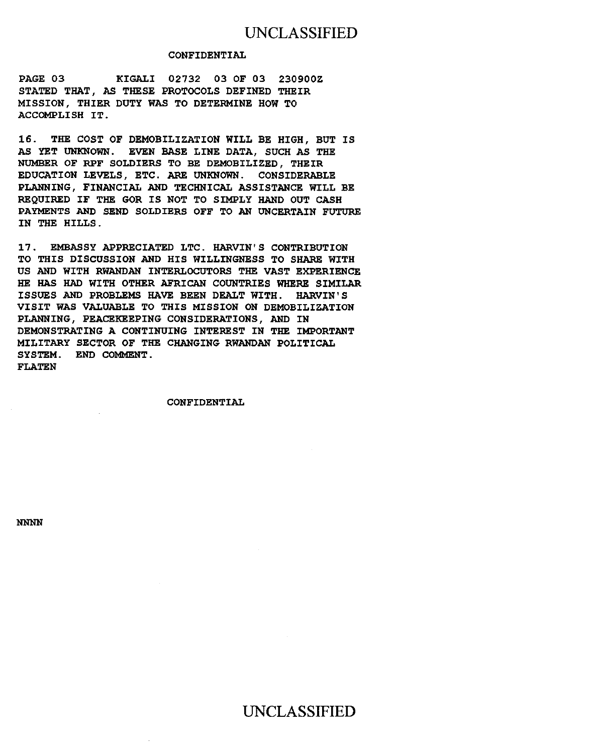CONFIDENTIAL

PAGE 03 KIGALI 02732 03 OF 03 230900Z
STATED THAT, AS THESE PROTOCOLS DEFINED THEIR MISSION, THIER DUTY WAS TO DETERMINE HOW TO ACCOMPLISH IT.

16. THE COST OF DEMOBILIZATION WILL BE HIGH, BUT IS AS YET UNKNOWN. EVEN BASE LINE DATA, SUCH AS THE NUMBER OF RPF SOLDIERS TO BE DEMOBILIZED, THEIR EDUCATION LEVELS, ETC. ARE UNKNOWN. CONSIDERABLE PLANNING, FINANCIAL AND TECHNICAL ASSISTANCE WILL BE REQUIRED IF THE GOR IS NOT TO SIMPLY HAND OUT CASH PAYMENTS AND SEND SOLDIERS OFF TO AN UNCERTAIN FUTURE IN THE HILLS.

17. EMBASSY APPRECIATED LTC. HARVIN'S CONTRIBUTION TO THIS DISCUSSION AND HIS WILLINGNESS TO SHARE WITH US AND WITH RWANDAN INTERLOCUTORS THE VAST EXPERIENCE HE HAS HAD WITH OTHER AFRICAN COUNTRIES WHERE SIMILAR ISSUES AND PROBLEMS HAVE BEEN DEALT WITH. HARVIN'S VISIT WAS VALUABLE TO THIS MISSION ON DEMOBILIZATION PLANNING, PEACEKEEPING CONSIDERATIONS, AND IN DEMONSTRATING A CONTINUING INTEREST IN THE IMPORTANT MILITARY SECTOR OF THE CHANGING RWANDAN POLITICAL SYSTEM. END COMMENT.
FLATEN

CONFIDENTIAL

NNNN